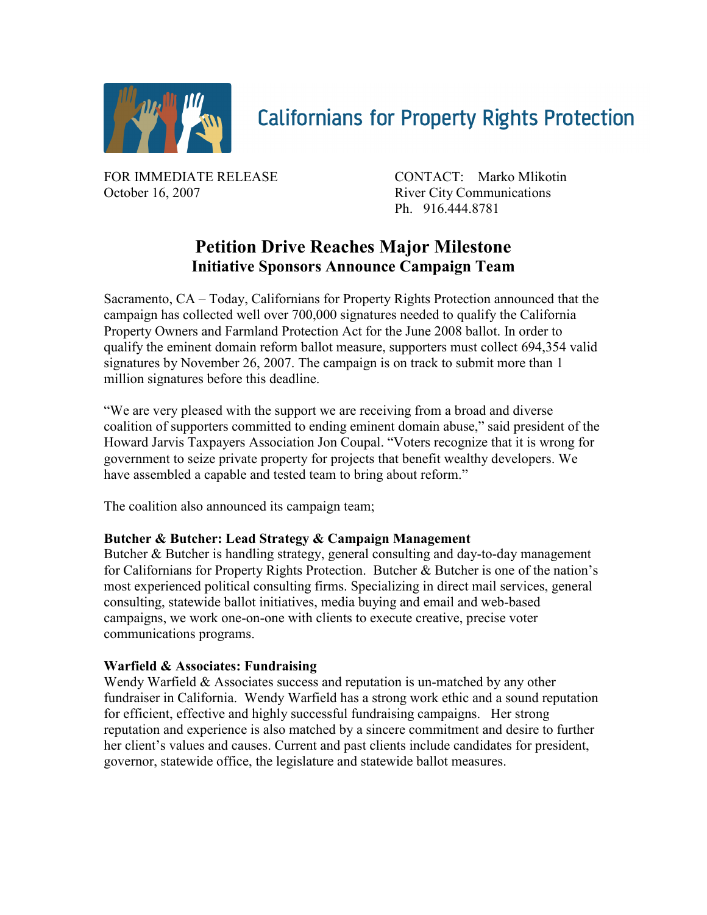# Californians for Property Rights Protection

FOR IMMEDIATE RELEASE
October 16, 2007

CONTACT: Marko Mlikotin
River City Communications
Ph. 916.444.8781

## Petition Drive Reaches Major Milestone
### Initiative Sponsors Announce Campaign Team

Sacramento, CA – Today, Californians for Property Rights Protection announced that the campaign has collected well over 700,000 signatures needed to qualify the California Property Owners and Farmland Protection Act for the June 2008 ballot. In order to qualify the eminent domain reform ballot measure, supporters must collect 694,354 valid signatures by November 26, 2007. The campaign is on track to submit more than 1 million signatures before this deadline.

"We are very pleased with the support we are receiving from a broad and diverse coalition of supporters committed to ending eminent domain abuse," said president of the Howard Jarvis Taxpayers Association Jon Coupal. "Voters recognize that it is wrong for government to seize private property for projects that benefit wealthy developers. We have assembled a capable and tested team to bring about reform."

The coalition also announced its campaign team;

**Butcher & Butcher: Lead Strategy & Campaign Management**
Butcher & Butcher is handling strategy, general consulting and day-to-day management for Californians for Property Rights Protection. Butcher & Butcher is one of the nation's most experienced political consulting firms. Specializing in direct mail services, general consulting, statewide ballot initiatives, media buying and email and web-based campaigns, we work one-on-one with clients to execute creative, precise voter communications programs.

**Warfield & Associates: Fundraising**
Wendy Warfield & Associates success and reputation is un-matched by any other fundraiser in California. Wendy Warfield has a strong work ethic and a sound reputation for efficient, effective and highly successful fundraising campaigns. Her strong reputation and experience is also matched by a sincere commitment and desire to further her client's values and causes. Current and past clients include candidates for president, governor, statewide office, the legislature and statewide ballot measures.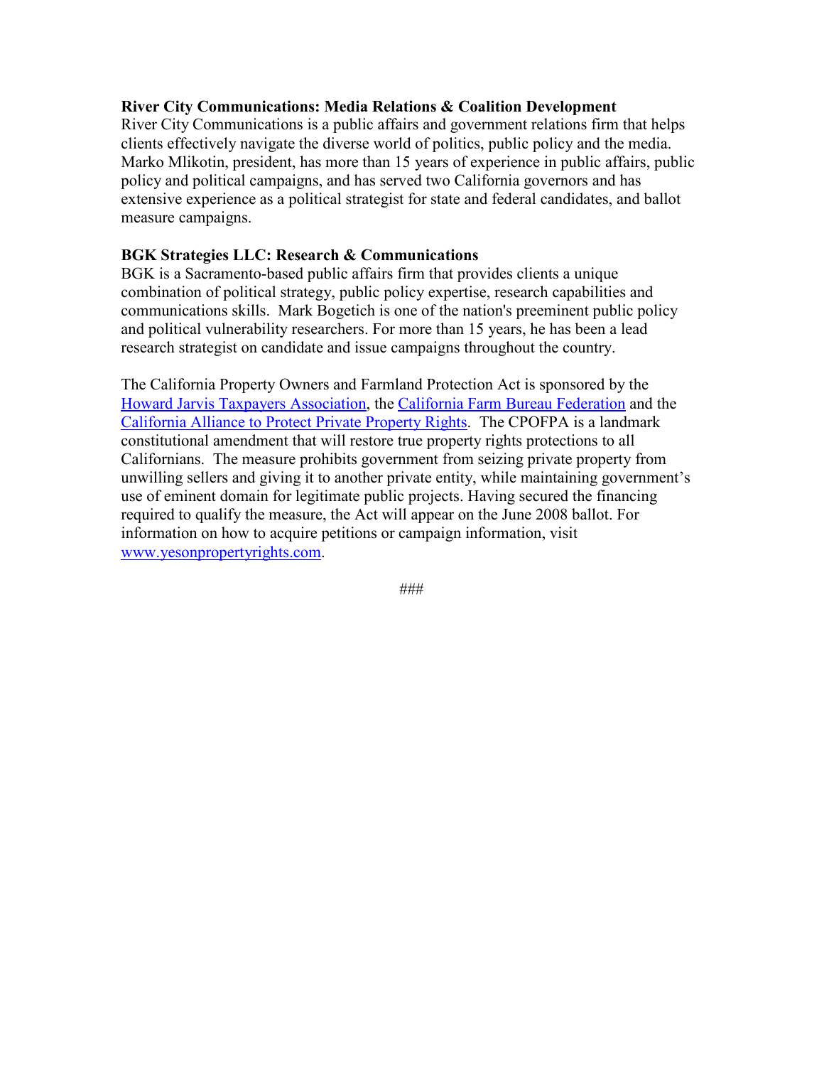**River City Communications: Media Relations & Coalition Development**
River City Communications is a public affairs and government relations firm that helps clients effectively navigate the diverse world of politics, public policy and the media. Marko Mlikotin, president, has more than 15 years of experience in public affairs, public policy and political campaigns, and has served two California governors and has extensive experience as a political strategist for state and federal candidates, and ballot measure campaigns.

**BGK Strategies LLC: Research & Communications**
BGK is a Sacramento-based public affairs firm that provides clients a unique combination of political strategy, public policy expertise, research capabilities and communications skills. Mark Bogetich is one of the nation's preeminent public policy and political vulnerability researchers. For more than 15 years, he has been a lead research strategist on candidate and issue campaigns throughout the country.

The California Property Owners and Farmland Protection Act is sponsored by the Howard Jarvis Taxpayers Association, the California Farm Bureau Federation and the California Alliance to Protect Private Property Rights. The CPOFPA is a landmark constitutional amendment that will restore true property rights protections to all Californians. The measure prohibits government from seizing private property from unwilling sellers and giving it to another private entity, while maintaining government's use of eminent domain for legitimate public projects. Having secured the financing required to qualify the measure, the Act will appear on the June 2008 ballot. For information on how to acquire petitions or campaign information, visit www.yesonpropertyrights.com.

###